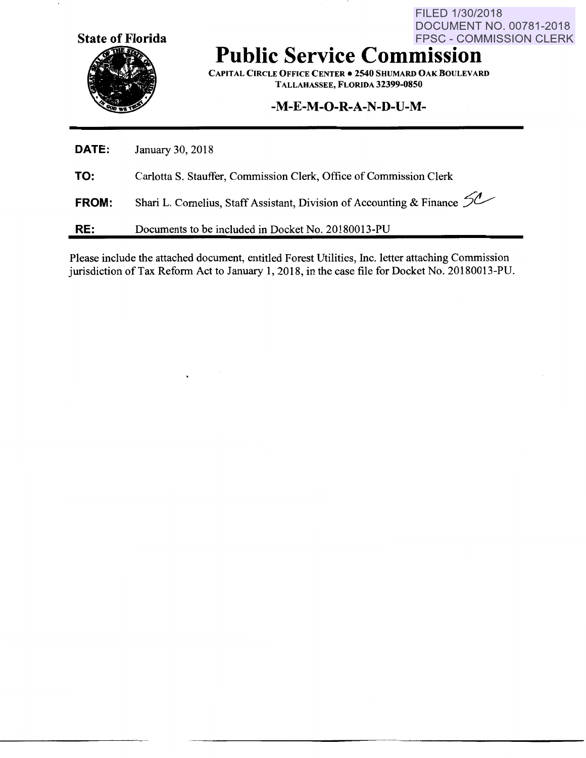FILED 1/30/2018
DOCUMENT NO. 00781-2018
FPSC - COMMISSION CLERK

**State of Florida**

# Public Service Commission

**CAPITAL CIRCLE OFFICE CENTER • 2540 SHUMARD OAK BOULEVARD**
**TALLAHASSEE, FLORIDA 32399-0850**

## -M-E-M-O-R-A-N-D-U-M-

**DATE:** January 30, 2018

**TO:** Carlotta S. Stauffer, Commission Clerk, Office of Commission Clerk

**FROM:** Shari L. Cornelius, Staff Assistant, Division of Accounting & Finance SC

**RE:** Documents to be included in Docket No. 20180013-PU

Please include the attached document, entitled Forest Utilities, Inc. letter attaching Commission jurisdiction of Tax Reform Act to January 1, 2018, in the case file for Docket No. 20180013-PU.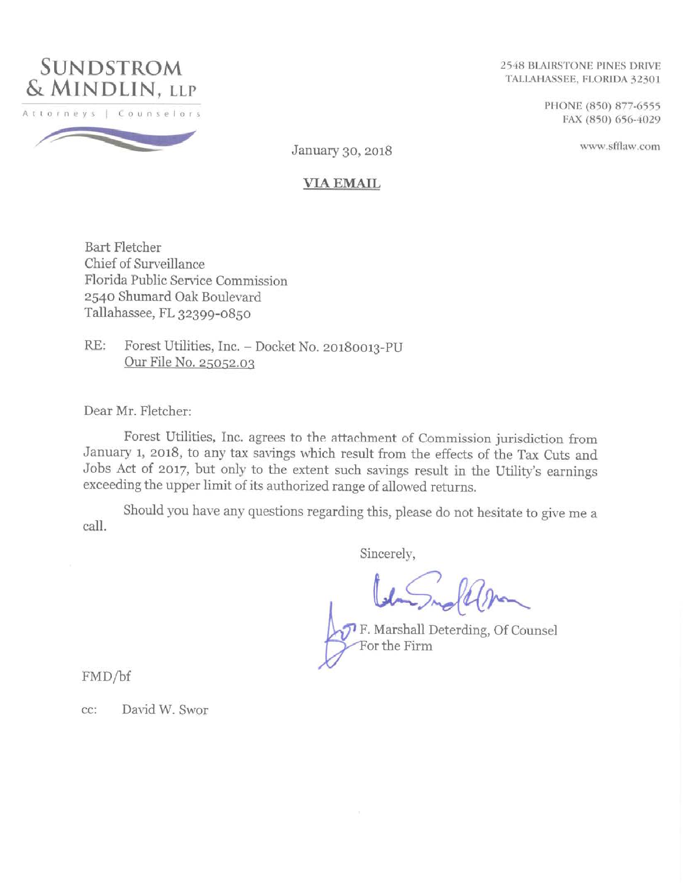**SUNDSTROM & MINDLIN, LLP**

Attorneys | Counselors

2548 BLAIRSTONE PINES DRIVE
TALLAHASSEE, FLORIDA 32301

PHONE (850) 877-6555
FAX (850) 656-4029

www.sfflaw.com

January 30, 2018

**VIA EMAIL**

Bart Fletcher
Chief of Surveillance
Florida Public Service Commission
2540 Shumard Oak Boulevard
Tallahassee, FL 32399-0850

RE: Forest Utilities, Inc. – Docket No. 20180013-PU
Our File No. 25052.03

Dear Mr. Fletcher:

Forest Utilities, Inc. agrees to the attachment of Commission jurisdiction from January 1, 2018, to any tax savings which result from the effects of the Tax Cuts and Jobs Act of 2017, but only to the extent such savings result in the Utility's earnings exceeding the upper limit of its authorized range of allowed returns.

Should you have any questions regarding this, please do not hesitate to give me a call.

Sincerely,

F. Marshall Deterding, Of Counsel
For the Firm

FMD/bf

cc: David W. Swor